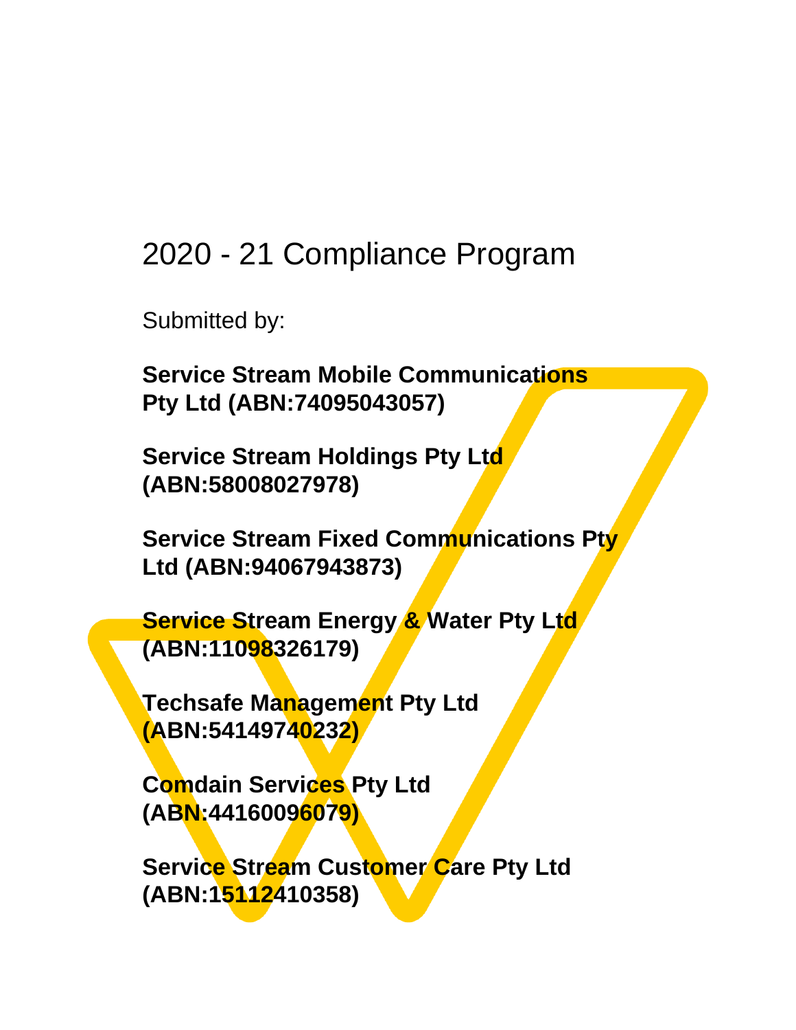# 2020 - 21 Compliance Program

Submitted by:

**Service Stream Mobile Communications Pty Ltd (ABN:74095043057)**

**Service Stream Holdings Pty Ltd (ABN:58008027978)**

**Service Stream Fixed Communications Pty Ltd (ABN:94067943873)**

**Service Stream Energy & Water Pty Ltd (ABN:11098326179)**

**Techsafe Management Pty Ltd (ABN:54149740232)**

**Comdain Services Pty Ltd (ABN:44160096079)**

**Service Stream Customer Care Pty Ltd (ABN:15112410358)**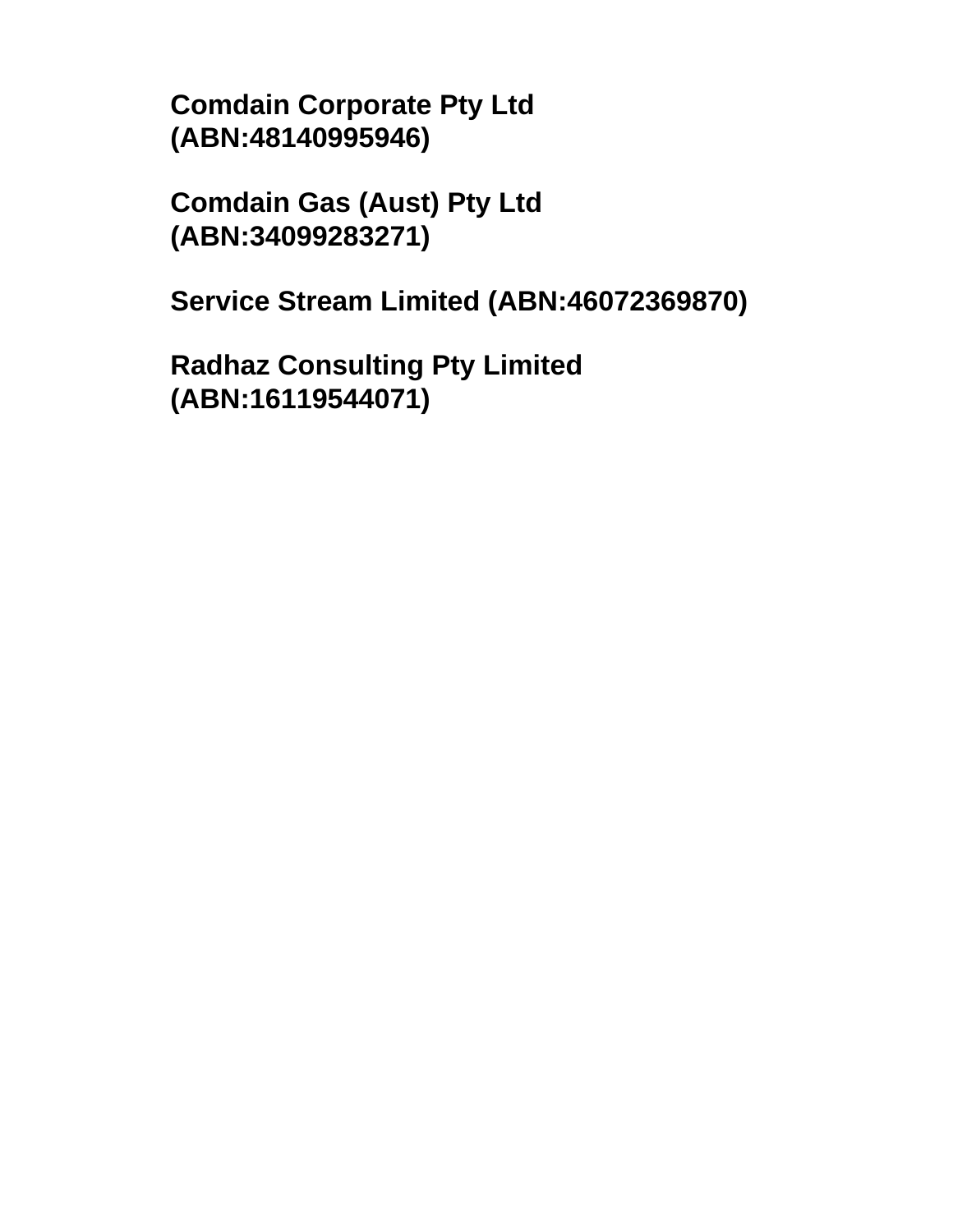**Comdain Corporate Pty Ltd (ABN:48140995946)**

**Comdain Gas (Aust) Pty Ltd (ABN:34099283271)**

**Service Stream Limited (ABN:46072369870)**

**Radhaz Consulting Pty Limited (ABN:16119544071)**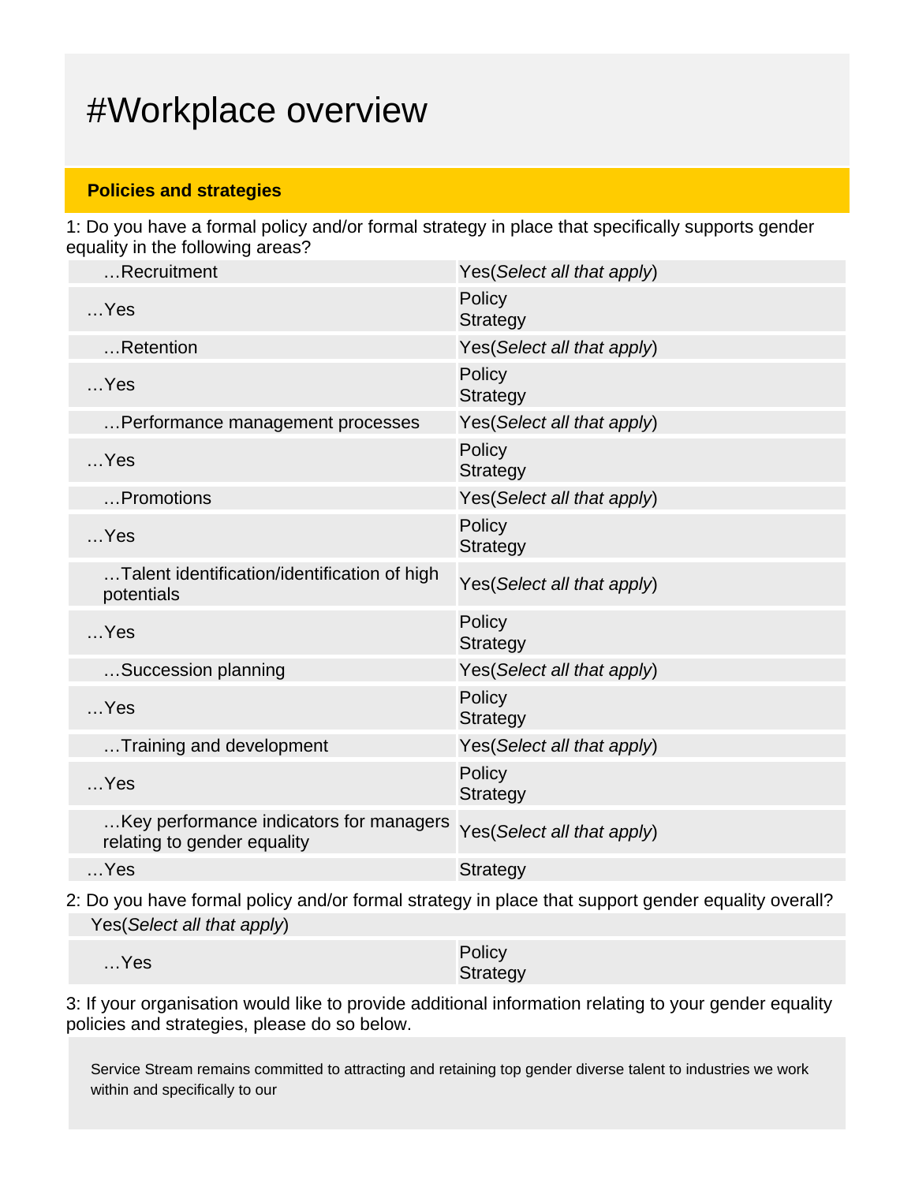# #Workplace overview

**Policies and strategies**

1: Do you have a formal policy and/or formal strategy in place that specifically supports gender equality in the following areas?

| | |
|---|---|
| …Recruitment | Yes(*Select all that apply*) |
| …Yes | Policy<br>Strategy |
| …Retention | Yes(*Select all that apply*) |
| …Yes | Policy<br>Strategy |
| …Performance management processes | Yes(*Select all that apply*) |
| …Yes | Policy<br>Strategy |
| …Promotions | Yes(*Select all that apply*) |
| …Yes | Policy<br>Strategy |
| …Talent identification/identification of high potentials | Yes(*Select all that apply*) |
| …Yes | Policy<br>Strategy |
| …Succession planning | Yes(*Select all that apply*) |
| …Yes | Policy<br>Strategy |
| …Training and development | Yes(*Select all that apply*) |
| …Yes | Policy<br>Strategy |
| …Key performance indicators for managers relating to gender equality | Yes(*Select all that apply*) |
| …Yes | Strategy |

2: Do you have formal policy and/or formal strategy in place that support gender equality overall?

| | |
|---|---|
| Yes(*Select all that apply*) | |
| …Yes | Policy<br>Strategy |

3: If your organisation would like to provide additional information relating to your gender equality policies and strategies, please do so below.

Service Stream remains committed to attracting and retaining top gender diverse talent to industries we work within and specifically to our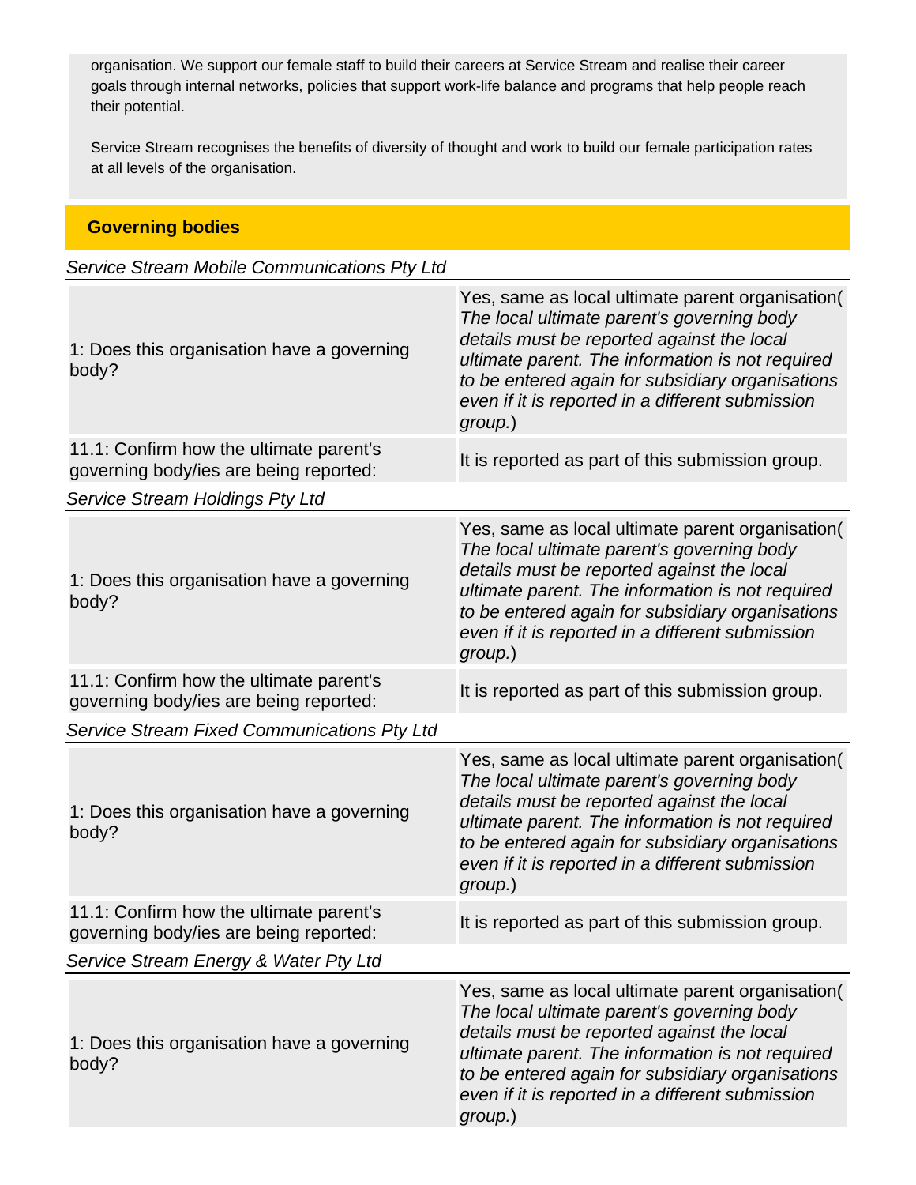organisation. We support our female staff to build their careers at Service Stream and realise their career goals through internal networks, policies that support work-life balance and programs that help people reach their potential.

Service Stream recognises the benefits of diversity of thought and work to build our female participation rates at all levels of the organisation.

## Governing bodies

*Service Stream Mobile Communications Pty Ltd*

| | |
|---|---|
| 1: Does this organisation have a governing body? | Yes, same as local ultimate parent organisation( *The local ultimate parent's governing body details must be reported against the local ultimate parent. The information is not required to be entered again for subsidiary organisations even if it is reported in a different submission group.*) |
| 11.1: Confirm how the ultimate parent's governing body/ies are being reported: | It is reported as part of this submission group. |

*Service Stream Holdings Pty Ltd*

| | |
|---|---|
| 1: Does this organisation have a governing body? | Yes, same as local ultimate parent organisation( *The local ultimate parent's governing body details must be reported against the local ultimate parent. The information is not required to be entered again for subsidiary organisations even if it is reported in a different submission group.*) |
| 11.1: Confirm how the ultimate parent's governing body/ies are being reported: | It is reported as part of this submission group. |

*Service Stream Fixed Communications Pty Ltd*

| | |
|---|---|
| 1: Does this organisation have a governing body? | Yes, same as local ultimate parent organisation( *The local ultimate parent's governing body details must be reported against the local ultimate parent. The information is not required to be entered again for subsidiary organisations even if it is reported in a different submission group.*) |
| 11.1: Confirm how the ultimate parent's governing body/ies are being reported: | It is reported as part of this submission group. |

*Service Stream Energy & Water Pty Ltd*

| | |
|---|---|
| 1: Does this organisation have a governing body? | Yes, same as local ultimate parent organisation( *The local ultimate parent's governing body details must be reported against the local ultimate parent. The information is not required to be entered again for subsidiary organisations even if it is reported in a different submission group.*) |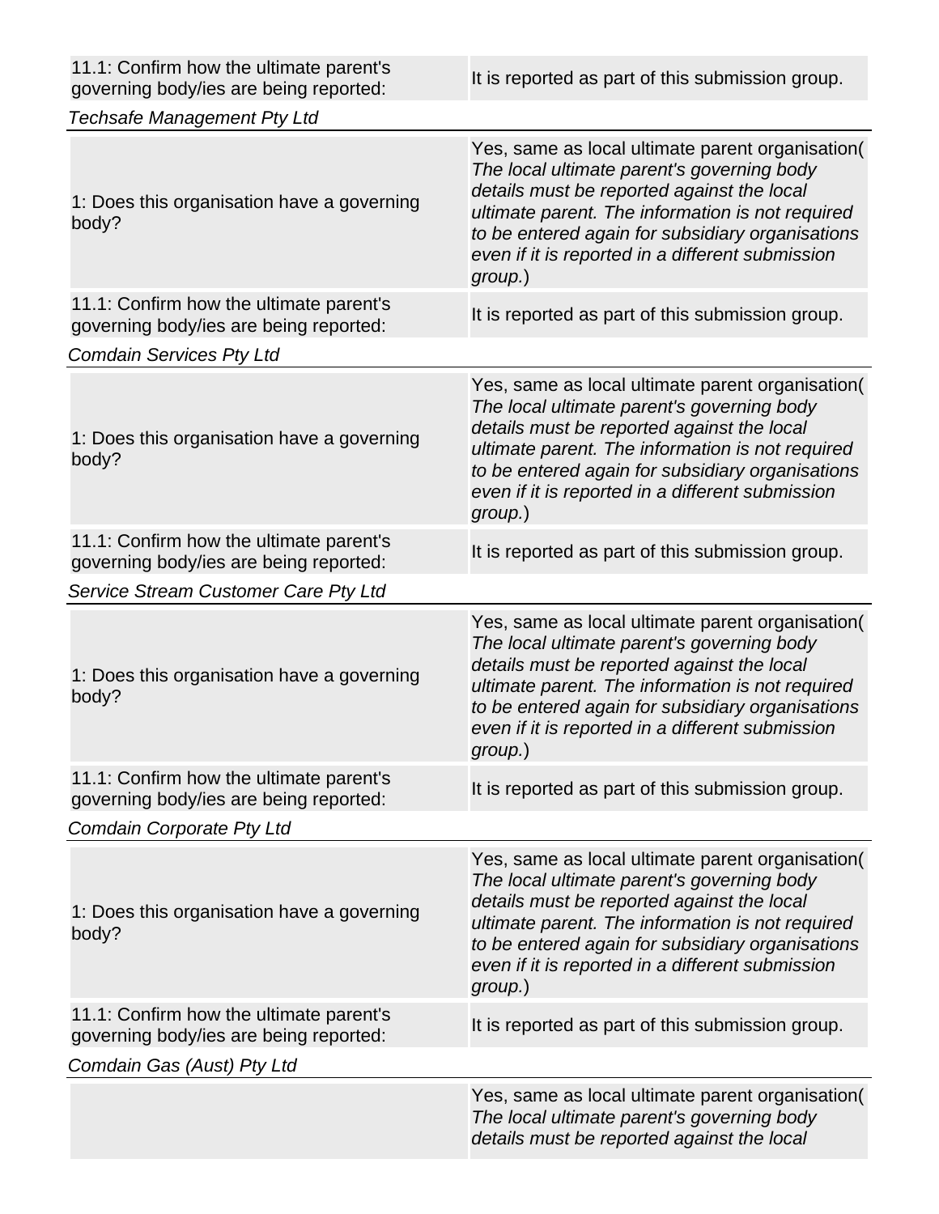| | |
|---|---|
| 11.1: Confirm how the ultimate parent's governing body/ies are being reported: | It is reported as part of this submission group. |

*Techsafe Management Pty Ltd*

| | |
|---|---|
| 1: Does this organisation have a governing body? | Yes, same as local ultimate parent organisation( *The local ultimate parent's governing body details must be reported against the local ultimate parent. The information is not required to be entered again for subsidiary organisations even if it is reported in a different submission group.*) |
| 11.1: Confirm how the ultimate parent's governing body/ies are being reported: | It is reported as part of this submission group. |

*Comdain Services Pty Ltd*

| | |
|---|---|
| 1: Does this organisation have a governing body? | Yes, same as local ultimate parent organisation( *The local ultimate parent's governing body details must be reported against the local ultimate parent. The information is not required to be entered again for subsidiary organisations even if it is reported in a different submission group.*) |
| 11.1: Confirm how the ultimate parent's governing body/ies are being reported: | It is reported as part of this submission group. |

*Service Stream Customer Care Pty Ltd*

| | |
|---|---|
| 1: Does this organisation have a governing body? | Yes, same as local ultimate parent organisation( *The local ultimate parent's governing body details must be reported against the local ultimate parent. The information is not required to be entered again for subsidiary organisations even if it is reported in a different submission group.*) |
| 11.1: Confirm how the ultimate parent's governing body/ies are being reported: | It is reported as part of this submission group. |

*Comdain Corporate Pty Ltd*

| | |
|---|---|
| 1: Does this organisation have a governing body? | Yes, same as local ultimate parent organisation( *The local ultimate parent's governing body details must be reported against the local ultimate parent. The information is not required to be entered again for subsidiary organisations even if it is reported in a different submission group.*) |
| 11.1: Confirm how the ultimate parent's governing body/ies are being reported: | It is reported as part of this submission group. |

*Comdain Gas (Aust) Pty Ltd*

| | |
|---|---|
| | Yes, same as local ultimate parent organisation( *The local ultimate parent's governing body details must be reported against the local* |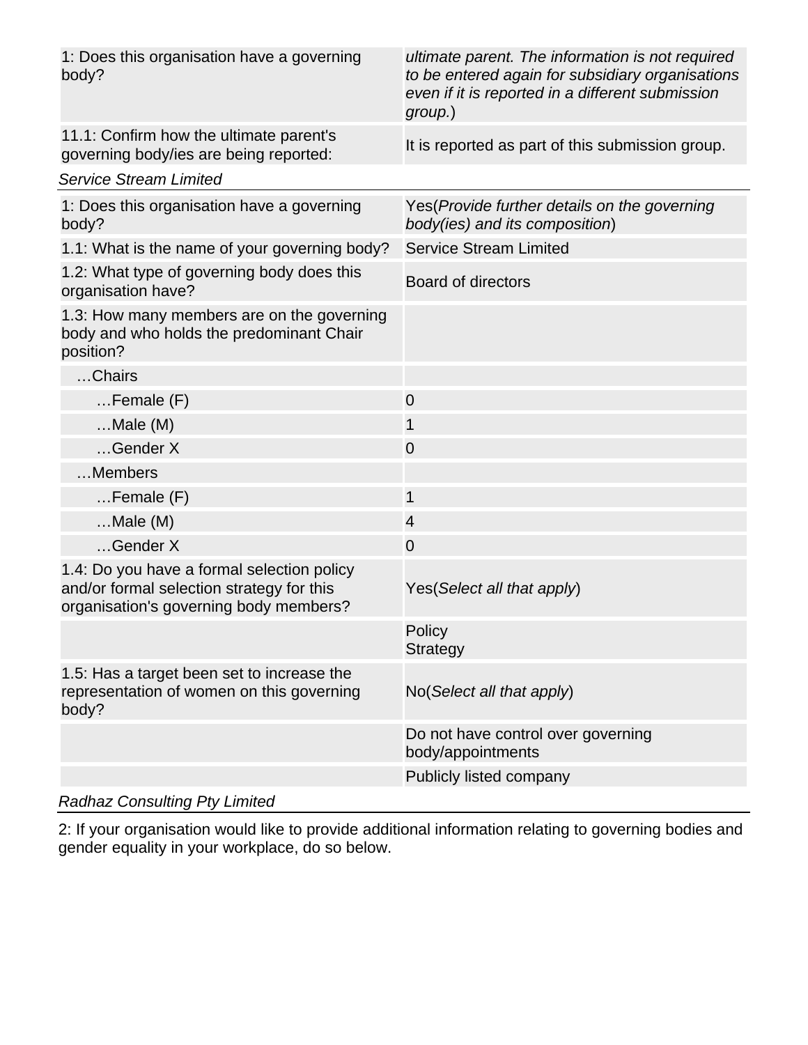| | |
|---|---|
| 1: Does this organisation have a governing body? | *ultimate parent. The information is not required to be entered again for subsidiary organisations even if it is reported in a different submission group.*) |
| 11.1: Confirm how the ultimate parent's governing body/ies are being reported: | It is reported as part of this submission group. |

*Service Stream Limited*

| | |
|---|---|
| 1: Does this organisation have a governing body? | Yes(*Provide further details on the governing body(ies) and its composition*) |
| 1.1: What is the name of your governing body? | Service Stream Limited |
| 1.2: What type of governing body does this organisation have? | Board of directors |
| 1.3: How many members are on the governing body and who holds the predominant Chair position? | |
| …Chairs | |
| …Female (F) | 0 |
| …Male (M) | 1 |
| …Gender X | 0 |
| …Members | |
| …Female (F) | 1 |
| …Male (M) | 4 |
| …Gender X | 0 |
| 1.4: Do you have a formal selection policy and/or formal selection strategy for this organisation's governing body members? | Yes(*Select all that apply*) |
| | Policy<br>Strategy |
| 1.5: Has a target been set to increase the representation of women on this governing body? | No(*Select all that apply*) |
| | Do not have control over governing body/appointments |
| | Publicly listed company |

*Radhaz Consulting Pty Limited*

2: If your organisation would like to provide additional information relating to governing bodies and gender equality in your workplace, do so below.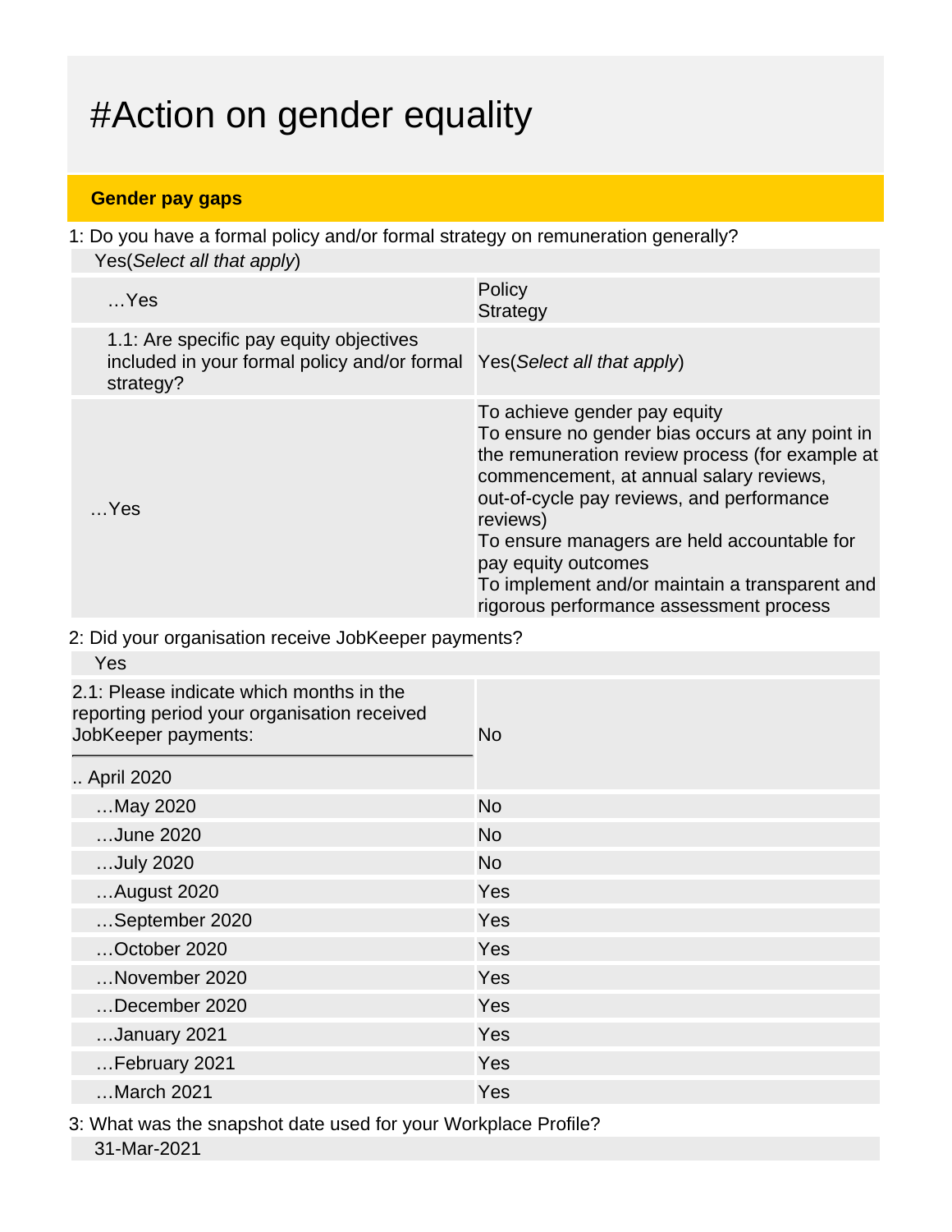# #Action on gender equality

## Gender pay gaps

1: Do you have a formal policy and/or formal strategy on remuneration generally?

Yes(*Select all that apply*)

| | |
|---|---|
| …Yes | Policy<br>Strategy |
| 1.1: Are specific pay equity objectives included in your formal policy and/or formal strategy? | Yes(*Select all that apply*) |
| …Yes | To achieve gender pay equity<br>To ensure no gender bias occurs at any point in the remuneration review process (for example at commencement, at annual salary reviews, out-of-cycle pay reviews, and performance reviews)<br>To ensure managers are held accountable for pay equity outcomes<br>To implement and/or maintain a transparent and rigorous performance assessment process |

2: Did your organisation receive JobKeeper payments?

Yes

| 2.1: Please indicate which months in the reporting period your organisation received JobKeeper payments: | |
|---|---|
| .. April 2020 | No |
| …May 2020 | No |
| …June 2020 | No |
| …July 2020 | No |
| …August 2020 | Yes |
| …September 2020 | Yes |
| …October 2020 | Yes |
| …November 2020 | Yes |
| …December 2020 | Yes |
| …January 2021 | Yes |
| …February 2021 | Yes |
| …March 2021 | Yes |

3: What was the snapshot date used for your Workplace Profile?

31-Mar-2021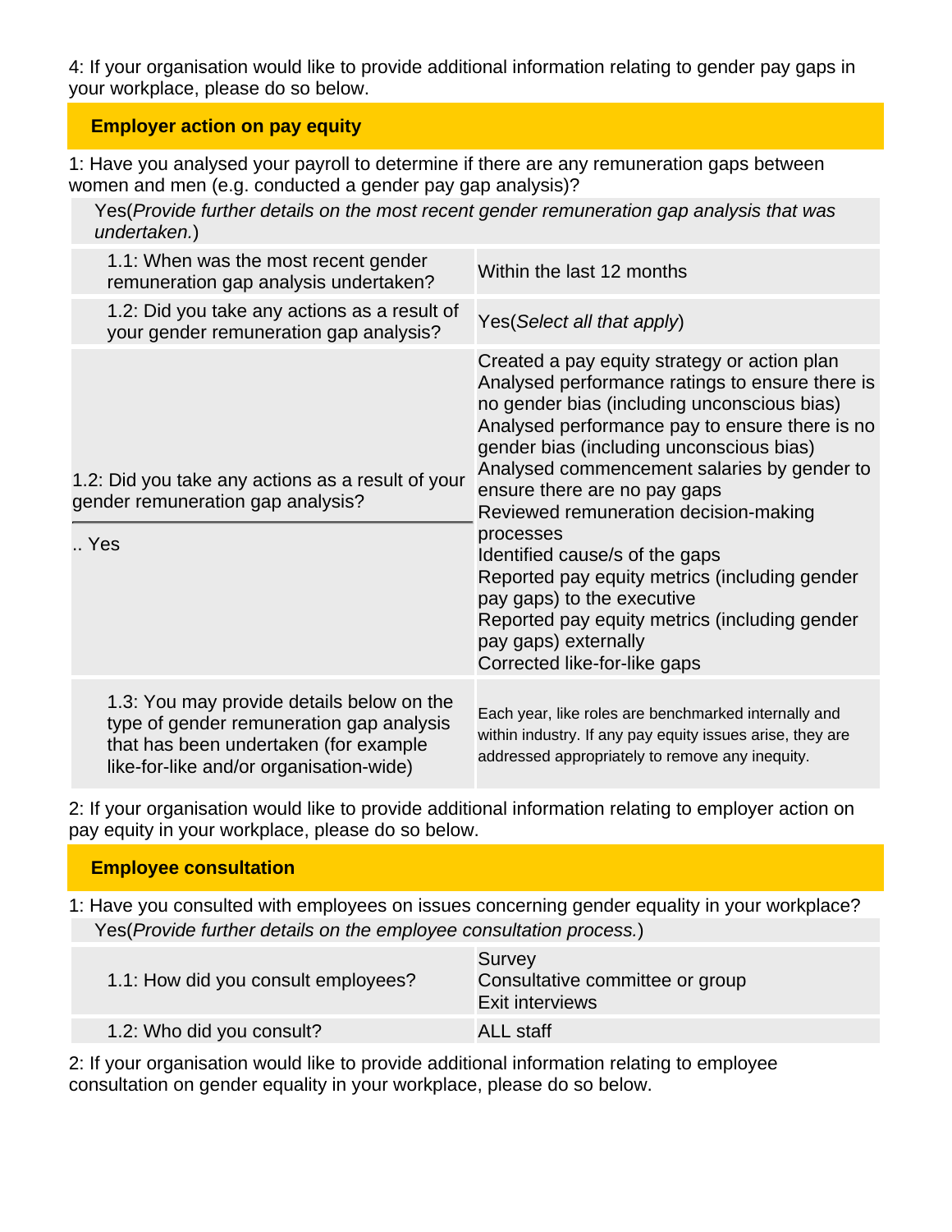4: If your organisation would like to provide additional information relating to gender pay gaps in your workplace, please do so below.

## Employer action on pay equity

1: Have you analysed your payroll to determine if there are any remuneration gaps between women and men (e.g. conducted a gender pay gap analysis)?

Yes(*Provide further details on the most recent gender remuneration gap analysis that was undertaken.*)

| | |
|---|---|
| 1.1: When was the most recent gender remuneration gap analysis undertaken? | Within the last 12 months |
| 1.2: Did you take any actions as a result of your gender remuneration gap analysis? | Yes(*Select all that apply*) |
| 1.2: Did you take any actions as a result of your gender remuneration gap analysis?<br>.. Yes | Created a pay equity strategy or action plan<br>Analysed performance ratings to ensure there is no gender bias (including unconscious bias)<br>Analysed performance pay to ensure there is no gender bias (including unconscious bias)<br>Analysed commencement salaries by gender to ensure there are no pay gaps<br>Reviewed remuneration decision-making processes<br>Identified cause/s of the gaps<br>Reported pay equity metrics (including gender pay gaps) to the executive<br>Reported pay equity metrics (including gender pay gaps) externally<br>Corrected like-for-like gaps |
| 1.3: You may provide details below on the type of gender remuneration gap analysis that has been undertaken (for example like-for-like and/or organisation-wide) | Each year, like roles are benchmarked internally and within industry. If any pay equity issues arise, they are addressed appropriately to remove any inequity. |

2: If your organisation would like to provide additional information relating to employer action on pay equity in your workplace, please do so below.

## Employee consultation

1: Have you consulted with employees on issues concerning gender equality in your workplace?

Yes(*Provide further details on the employee consultation process.*)

| | |
|---|---|
| 1.1: How did you consult employees? | Survey<br>Consultative committee or group<br>Exit interviews |
| 1.2: Who did you consult? | ALL staff |

2: If your organisation would like to provide additional information relating to employee consultation on gender equality in your workplace, please do so below.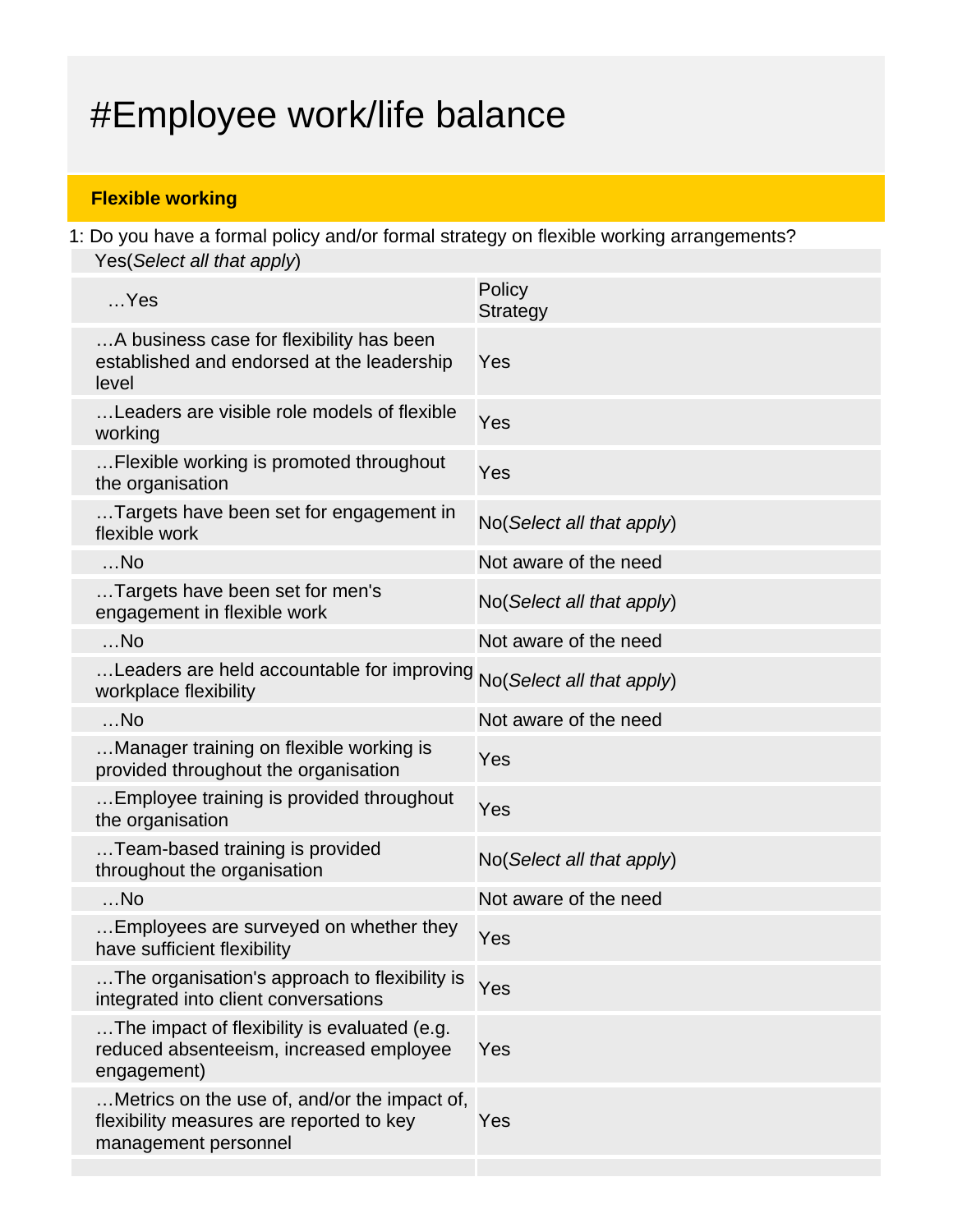# #Employee work/life balance

## Flexible working

1: Do you have a formal policy and/or formal strategy on flexible working arrangements?

Yes(*Select all that apply*)

| | |
|---|---|
| …Yes | Policy<br>Strategy |
| …A business case for flexibility has been established and endorsed at the leadership level | Yes |
| …Leaders are visible role models of flexible working | Yes |
| …Flexible working is promoted throughout the organisation | Yes |
| …Targets have been set for engagement in flexible work | No(*Select all that apply*) |
| …No | Not aware of the need |
| …Targets have been set for men's engagement in flexible work | No(*Select all that apply*) |
| …No | Not aware of the need |
| …Leaders are held accountable for improving workplace flexibility | No(*Select all that apply*) |
| …No | Not aware of the need |
| …Manager training on flexible working is provided throughout the organisation | Yes |
| …Employee training is provided throughout the organisation | Yes |
| …Team-based training is provided throughout the organisation | No(*Select all that apply*) |
| …No | Not aware of the need |
| …Employees are surveyed on whether they have sufficient flexibility | Yes |
| …The organisation's approach to flexibility is integrated into client conversations | Yes |
| …The impact of flexibility is evaluated (e.g. reduced absenteeism, increased employee engagement) | Yes |
| …Metrics on the use of, and/or the impact of, flexibility measures are reported to key management personnel | Yes |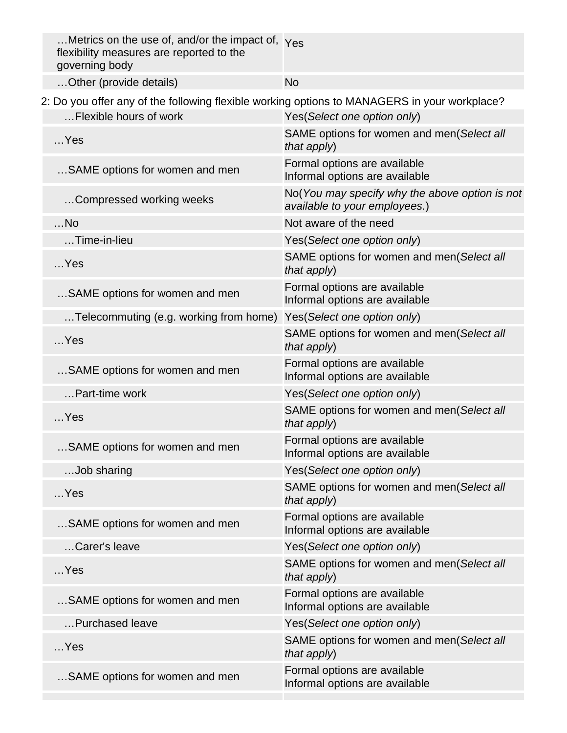| | |
|---|---|
| …Metrics on the use of, and/or the impact of, flexibility measures are reported to the governing body | Yes |
| …Other (provide details) | No |

2: Do you offer any of the following flexible working options to MANAGERS in your workplace?

| | |
|---|---|
| …Flexible hours of work | Yes(*Select one option only*) |
| …Yes | SAME options for women and men(*Select all that apply*) |
| …SAME options for women and men | Formal options are available<br>Informal options are available |
| …Compressed working weeks | No(*You may specify why the above option is not available to your employees.*) |
| …No | Not aware of the need |
| …Time-in-lieu | Yes(*Select one option only*) |
| …Yes | SAME options for women and men(*Select all that apply*) |
| …SAME options for women and men | Formal options are available<br>Informal options are available |
| …Telecommuting (e.g. working from home) | Yes(*Select one option only*) |
| …Yes | SAME options for women and men(*Select all that apply*) |
| …SAME options for women and men | Formal options are available<br>Informal options are available |
| …Part-time work | Yes(*Select one option only*) |
| …Yes | SAME options for women and men(*Select all that apply*) |
| …SAME options for women and men | Formal options are available<br>Informal options are available |
| …Job sharing | Yes(*Select one option only*) |
| …Yes | SAME options for women and men(*Select all that apply*) |
| …SAME options for women and men | Formal options are available<br>Informal options are available |
| …Carer's leave | Yes(*Select one option only*) |
| …Yes | SAME options for women and men(*Select all that apply*) |
| …SAME options for women and men | Formal options are available<br>Informal options are available |
| …Purchased leave | Yes(*Select one option only*) |
| …Yes | SAME options for women and men(*Select all that apply*) |
| …SAME options for women and men | Formal options are available<br>Informal options are available |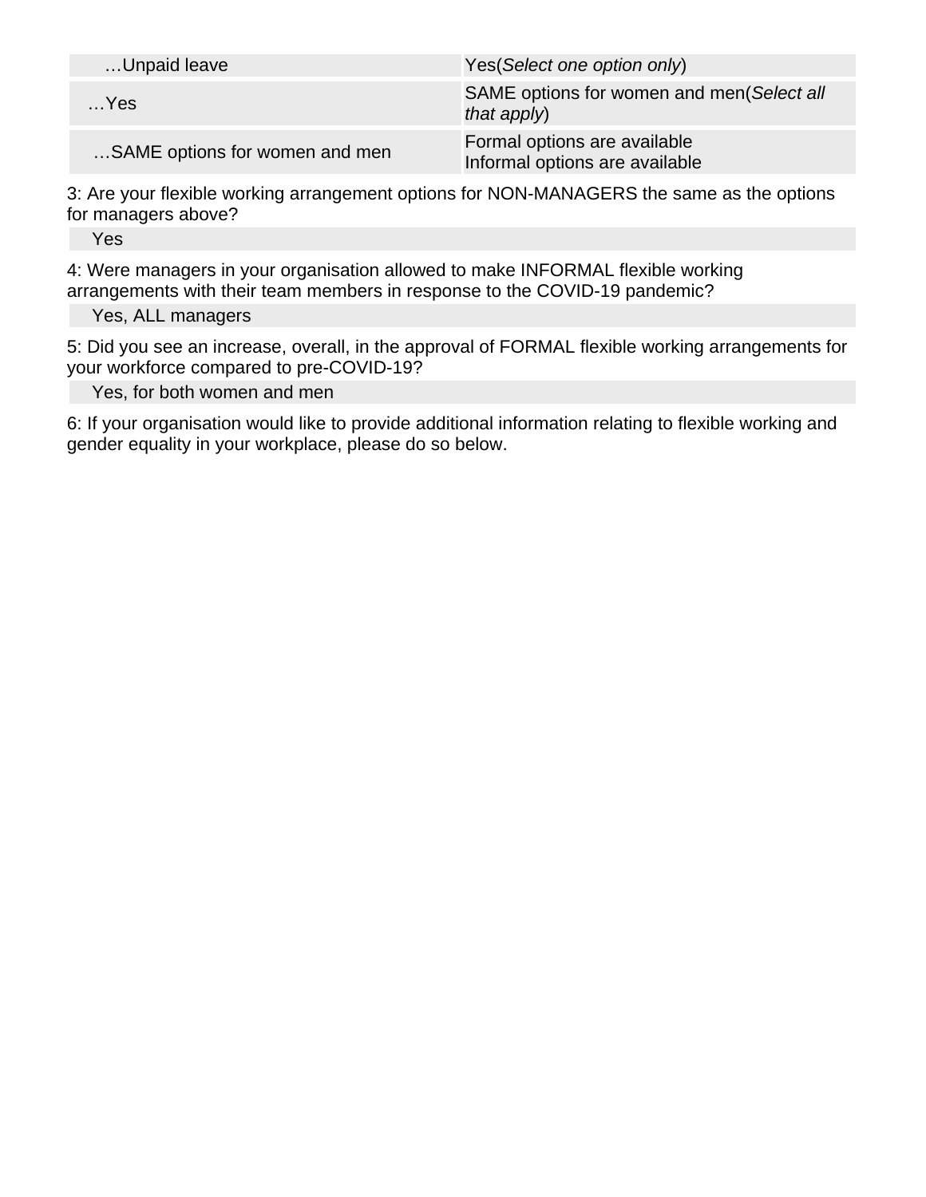| | |
|---|---|
| …Unpaid leave | Yes(*Select one option only*) |
| …Yes | SAME options for women and men(*Select all that apply*) |
| …SAME options for women and men | Formal options are available<br>Informal options are available |

3: Are your flexible working arrangement options for NON-MANAGERS the same as the options for managers above?

| |
|---|
| Yes |

4: Were managers in your organisation allowed to make INFORMAL flexible working arrangements with their team members in response to the COVID-19 pandemic?

| |
|---|
| Yes, ALL managers |

5: Did you see an increase, overall, in the approval of FORMAL flexible working arrangements for your workforce compared to pre-COVID-19?

| |
|---|
| Yes, for both women and men |

6: If your organisation would like to provide additional information relating to flexible working and gender equality in your workplace, please do so below.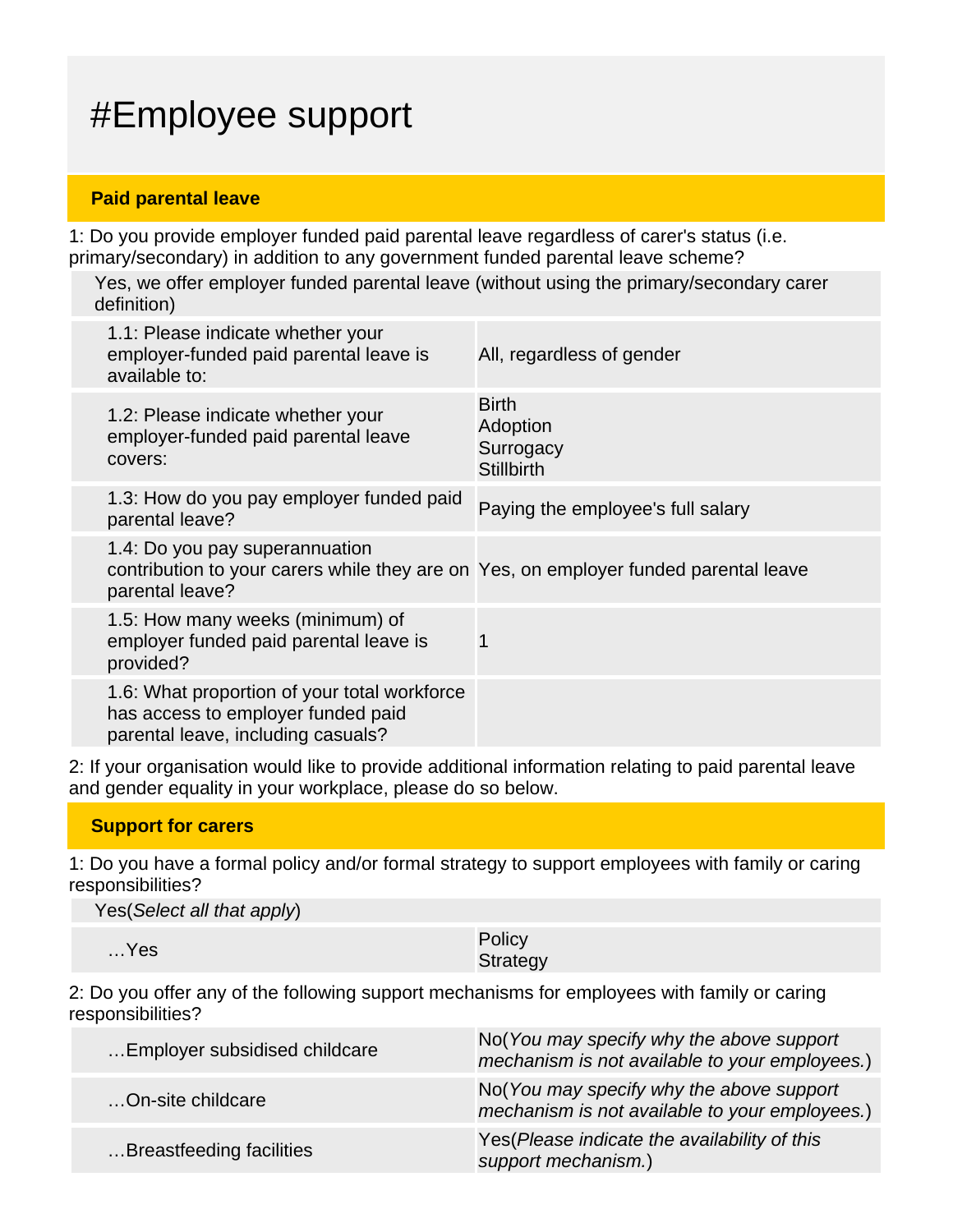# #Employee support

## Paid parental leave

1: Do you provide employer funded paid parental leave regardless of carer's status (i.e. primary/secondary) in addition to any government funded parental leave scheme?

Yes, we offer employer funded parental leave (without using the primary/secondary carer definition)

| | |
|---|---|
| 1.1: Please indicate whether your employer-funded paid parental leave is available to: | All, regardless of gender |
| 1.2: Please indicate whether your employer-funded paid parental leave covers: | Birth<br>Adoption<br>Surrogacy<br>Stillbirth |
| 1.3: How do you pay employer funded paid parental leave? | Paying the employee's full salary |
| 1.4: Do you pay superannuation contribution to your carers while they are on parental leave? | Yes, on employer funded parental leave |
| 1.5: How many weeks (minimum) of employer funded paid parental leave is provided? | 1 |
| 1.6: What proportion of your total workforce has access to employer funded paid parental leave, including casuals? | |

2: If your organisation would like to provide additional information relating to paid parental leave and gender equality in your workplace, please do so below.

## Support for carers

1: Do you have a formal policy and/or formal strategy to support employees with family or caring responsibilities?

Yes(*Select all that apply*)

| | |
|---|---|
| …Yes | Policy<br>Strategy |

2: Do you offer any of the following support mechanisms for employees with family or caring responsibilities?

| | |
|---|---|
| …Employer subsidised childcare | No(*You may specify why the above support mechanism is not available to your employees.*) |
| …On-site childcare | No(*You may specify why the above support mechanism is not available to your employees.*) |
| …Breastfeeding facilities | Yes(*Please indicate the availability of this support mechanism.*) |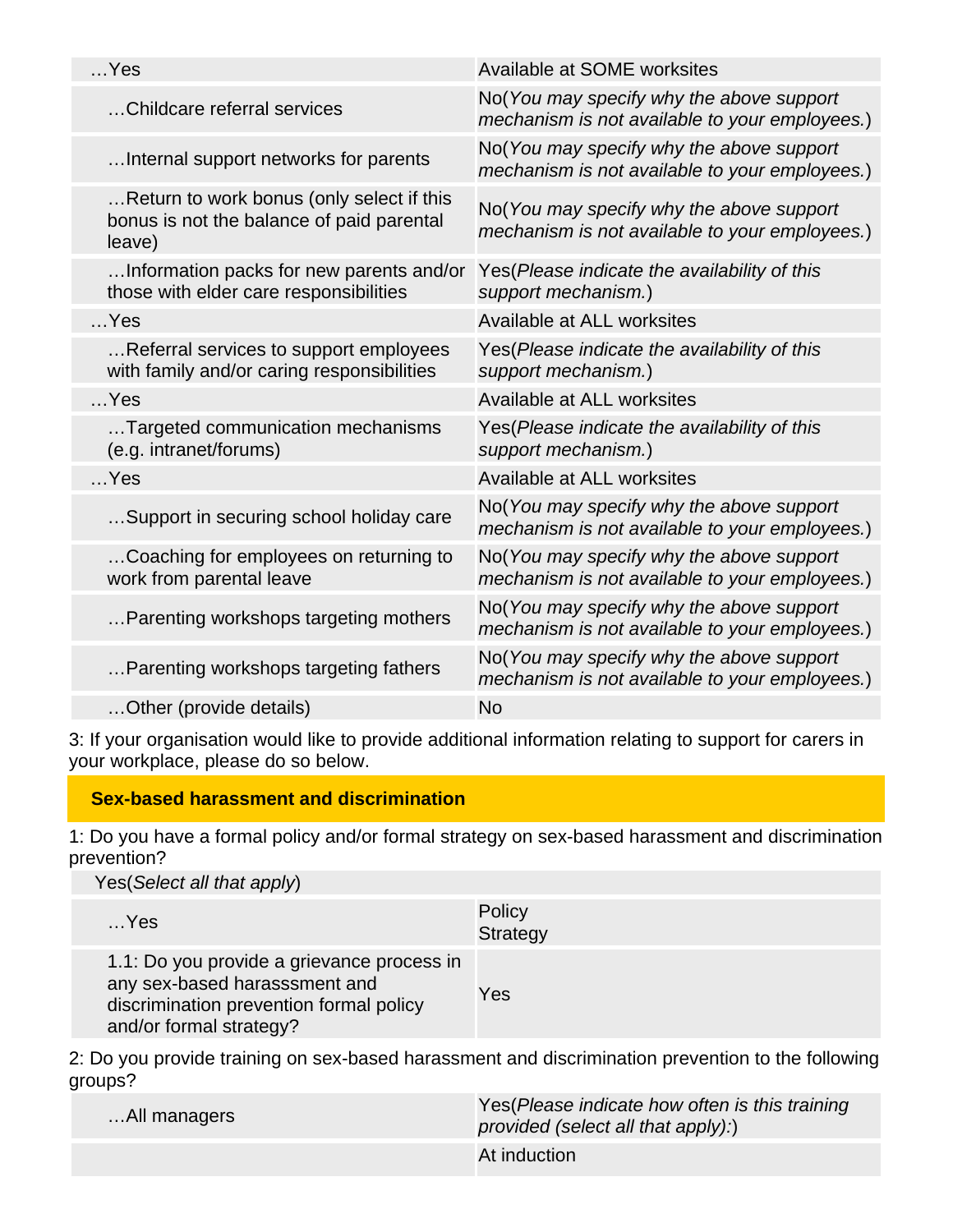| | |
|---|---|
| …Yes | Available at SOME worksites |
| …Childcare referral services | No(*You may specify why the above support mechanism is not available to your employees.*) |
| …Internal support networks for parents | No(*You may specify why the above support mechanism is not available to your employees.*) |
| …Return to work bonus (only select if this bonus is not the balance of paid parental leave) | No(*You may specify why the above support mechanism is not available to your employees.*) |
| …Information packs for new parents and/or those with elder care responsibilities | Yes(*Please indicate the availability of this support mechanism.*) |
| …Yes | Available at ALL worksites |
| …Referral services to support employees with family and/or caring responsibilities | Yes(*Please indicate the availability of this support mechanism.*) |
| …Yes | Available at ALL worksites |
| …Targeted communication mechanisms (e.g. intranet/forums) | Yes(*Please indicate the availability of this support mechanism.*) |
| …Yes | Available at ALL worksites |
| …Support in securing school holiday care | No(*You may specify why the above support mechanism is not available to your employees.*) |
| …Coaching for employees on returning to work from parental leave | No(*You may specify why the above support mechanism is not available to your employees.*) |
| …Parenting workshops targeting mothers | No(*You may specify why the above support mechanism is not available to your employees.*) |
| …Parenting workshops targeting fathers | No(*You may specify why the above support mechanism is not available to your employees.*) |
| …Other (provide details) | No |

3: If your organisation would like to provide additional information relating to support for carers in your workplace, please do so below.

## Sex-based harassment and discrimination

1: Do you have a formal policy and/or formal strategy on sex-based harassment and discrimination prevention?

Yes(*Select all that apply*)

| | |
|---|---|
| …Yes | Policy<br>Strategy |
| 1.1: Do you provide a grievance process in any sex-based harasssment and discrimination prevention formal policy and/or formal strategy? | Yes |

2: Do you provide training on sex-based harassment and discrimination prevention to the following groups?

| | |
|---|---|
| …All managers | Yes(*Please indicate how often is this training provided (select all that apply):*) |
| | At induction |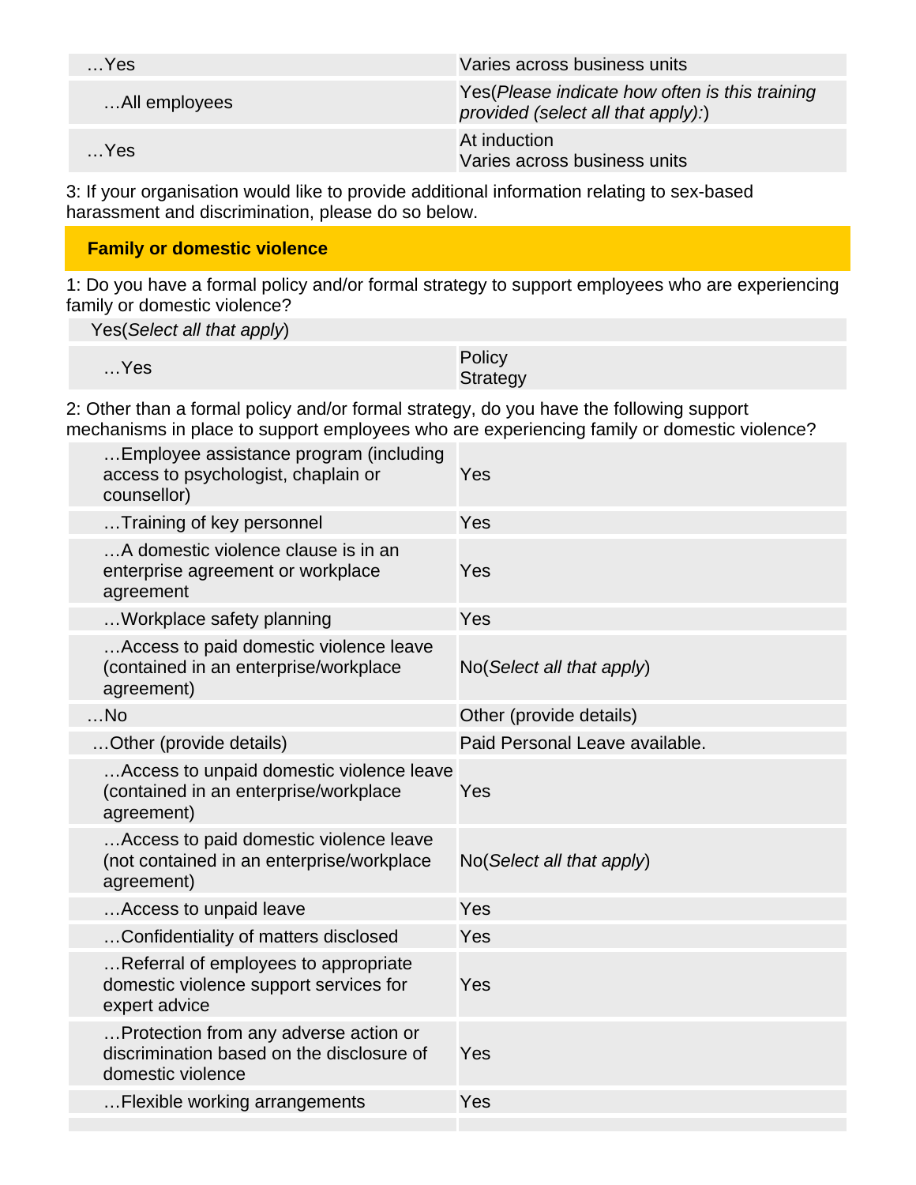| | |
|---|---|
| …Yes | Varies across business units |
| …All employees | Yes(*Please indicate how often is this training provided (select all that apply):*) |
| …Yes | At induction<br>Varies across business units |

3: If your organisation would like to provide additional information relating to sex-based harassment and discrimination, please do so below.

## Family or domestic violence

1: Do you have a formal policy and/or formal strategy to support employees who are experiencing family or domestic violence?

| | |
|---|---|
| Yes(*Select all that apply*) | |
| …Yes | Policy<br>Strategy |

2: Other than a formal policy and/or formal strategy, do you have the following support mechanisms in place to support employees who are experiencing family or domestic violence?

| | |
|---|---|
| …Employee assistance program (including access to psychologist, chaplain or counsellor) | Yes |
| …Training of key personnel | Yes |
| …A domestic violence clause is in an enterprise agreement or workplace agreement | Yes |
| …Workplace safety planning | Yes |
| …Access to paid domestic violence leave (contained in an enterprise/workplace agreement) | No(*Select all that apply*) |
| …No | Other (provide details) |
| …Other (provide details) | Paid Personal Leave available. |
| …Access to unpaid domestic violence leave (contained in an enterprise/workplace agreement) | Yes |
| …Access to paid domestic violence leave (not contained in an enterprise/workplace agreement) | No(*Select all that apply*) |
| …Access to unpaid leave | Yes |
| …Confidentiality of matters disclosed | Yes |
| …Referral of employees to appropriate domestic violence support services for expert advice | Yes |
| …Protection from any adverse action or discrimination based on the disclosure of domestic violence | Yes |
| …Flexible working arrangements | Yes |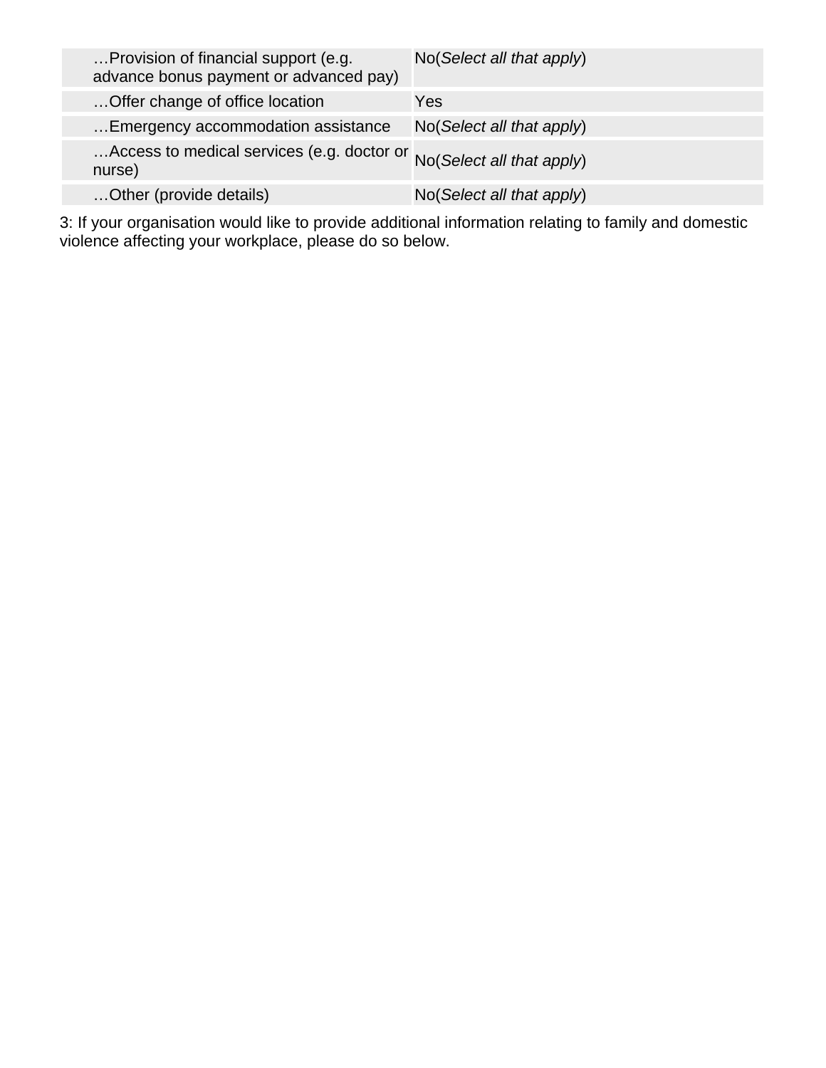| | |
|---|---|
| …Provision of financial support (e.g. advance bonus payment or advanced pay) | No(*Select all that apply*) |
| …Offer change of office location | Yes |
| …Emergency accommodation assistance | No(*Select all that apply*) |
| …Access to medical services (e.g. doctor or nurse) | No(*Select all that apply*) |
| …Other (provide details) | No(*Select all that apply*) |

3: If your organisation would like to provide additional information relating to family and domestic violence affecting your workplace, please do so below.